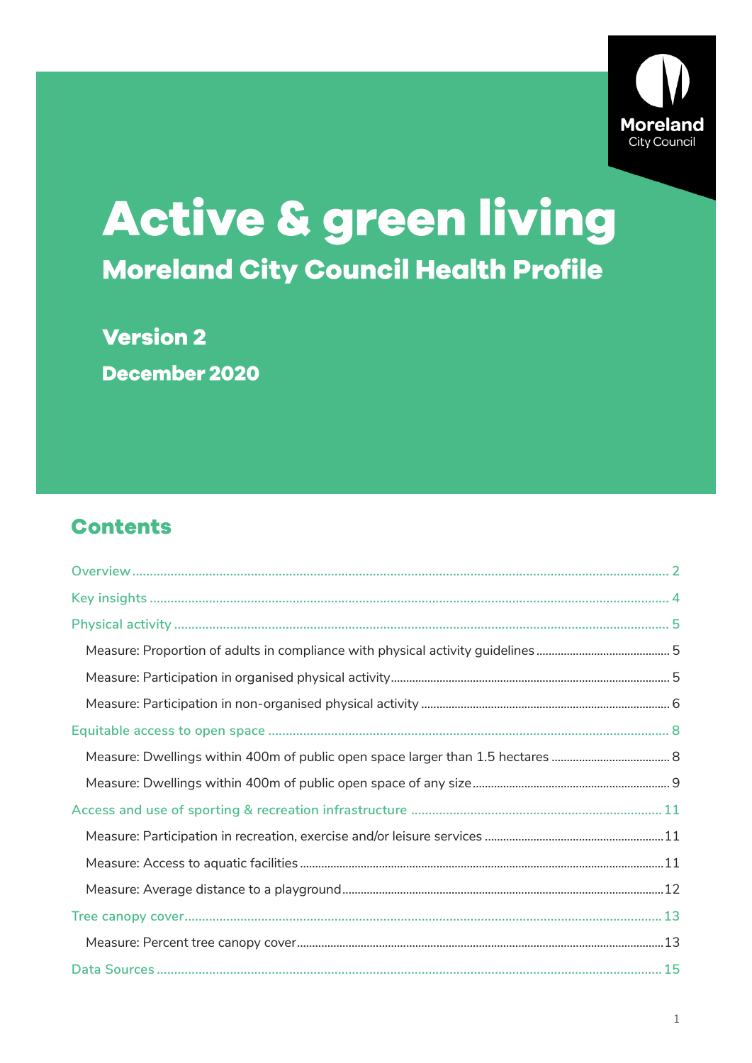Moreland City Council

# Active & green living

## Moreland City Council Health Profile

### Version 2

### December 2020

## Contents

- Overview ........ 2
- Key insights ........ 4
- Physical activity ........ 5
  - Measure: Proportion of adults in compliance with physical activity guidelines ........ 5
  - Measure: Participation in organised physical activity ........ 5
  - Measure: Participation in non-organised physical activity ........ 6
- Equitable access to open space ........ 8
  - Measure: Dwellings within 400m of public open space larger than 1.5 hectares ........ 8
  - Measure: Dwellings within 400m of public open space of any size ........ 9
- Access and use of sporting & recreation infrastructure ........ 11
  - Measure: Participation in recreation, exercise and/or leisure services ........ 11
  - Measure: Access to aquatic facilities ........ 11
  - Measure: Average distance to a playground ........ 12
- Tree canopy cover ........ 13
  - Measure: Percent tree canopy cover ........ 13
- Data Sources ........ 15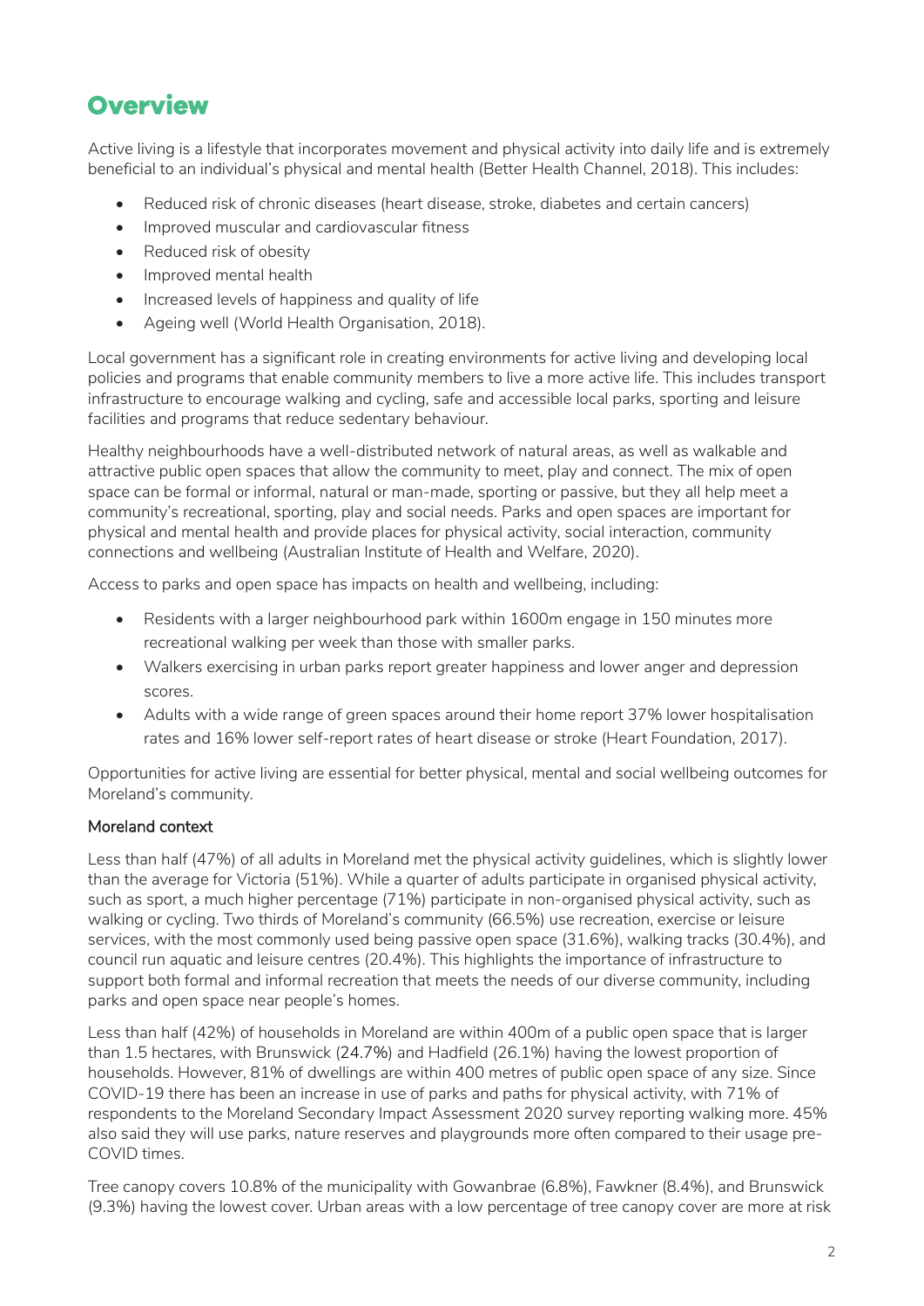# Overview

Active living is a lifestyle that incorporates movement and physical activity into daily life and is extremely beneficial to an individual's physical and mental health (Better Health Channel, 2018). This includes:

- Reduced risk of chronic diseases (heart disease, stroke, diabetes and certain cancers)
- Improved muscular and cardiovascular fitness
- Reduced risk of obesity
- Improved mental health
- Increased levels of happiness and quality of life
- Ageing well (World Health Organisation, 2018).

Local government has a significant role in creating environments for active living and developing local policies and programs that enable community members to live a more active life. This includes transport infrastructure to encourage walking and cycling, safe and accessible local parks, sporting and leisure facilities and programs that reduce sedentary behaviour.

Healthy neighbourhoods have a well-distributed network of natural areas, as well as walkable and attractive public open spaces that allow the community to meet, play and connect. The mix of open space can be formal or informal, natural or man-made, sporting or passive, but they all help meet a community's recreational, sporting, play and social needs. Parks and open spaces are important for physical and mental health and provide places for physical activity, social interaction, community connections and wellbeing (Australian Institute of Health and Welfare, 2020).

Access to parks and open space has impacts on health and wellbeing, including:

- Residents with a larger neighbourhood park within 1600m engage in 150 minutes more recreational walking per week than those with smaller parks.
- Walkers exercising in urban parks report greater happiness and lower anger and depression scores.
- Adults with a wide range of green spaces around their home report 37% lower hospitalisation rates and 16% lower self-report rates of heart disease or stroke (Heart Foundation, 2017).

Opportunities for active living are essential for better physical, mental and social wellbeing outcomes for Moreland's community.

## Moreland context

Less than half (47%) of all adults in Moreland met the physical activity guidelines, which is slightly lower than the average for Victoria (51%). While a quarter of adults participate in organised physical activity, such as sport, a much higher percentage (71%) participate in non-organised physical activity, such as walking or cycling. Two thirds of Moreland's community (66.5%) use recreation, exercise or leisure services, with the most commonly used being passive open space (31.6%), walking tracks (30.4%), and council run aquatic and leisure centres (20.4%). This highlights the importance of infrastructure to support both formal and informal recreation that meets the needs of our diverse community, including parks and open space near people's homes.

Less than half (42%) of households in Moreland are within 400m of a public open space that is larger than 1.5 hectares, with Brunswick (24.7%) and Hadfield (26.1%) having the lowest proportion of households. However, 81% of dwellings are within 400 metres of public open space of any size. Since COVID-19 there has been an increase in use of parks and paths for physical activity, with 71% of respondents to the Moreland Secondary Impact Assessment 2020 survey reporting walking more. 45% also said they will use parks, nature reserves and playgrounds more often compared to their usage pre-COVID times.

Tree canopy covers 10.8% of the municipality with Gowanbrae (6.8%), Fawkner (8.4%), and Brunswick (9.3%) having the lowest cover. Urban areas with a low percentage of tree canopy cover are more at risk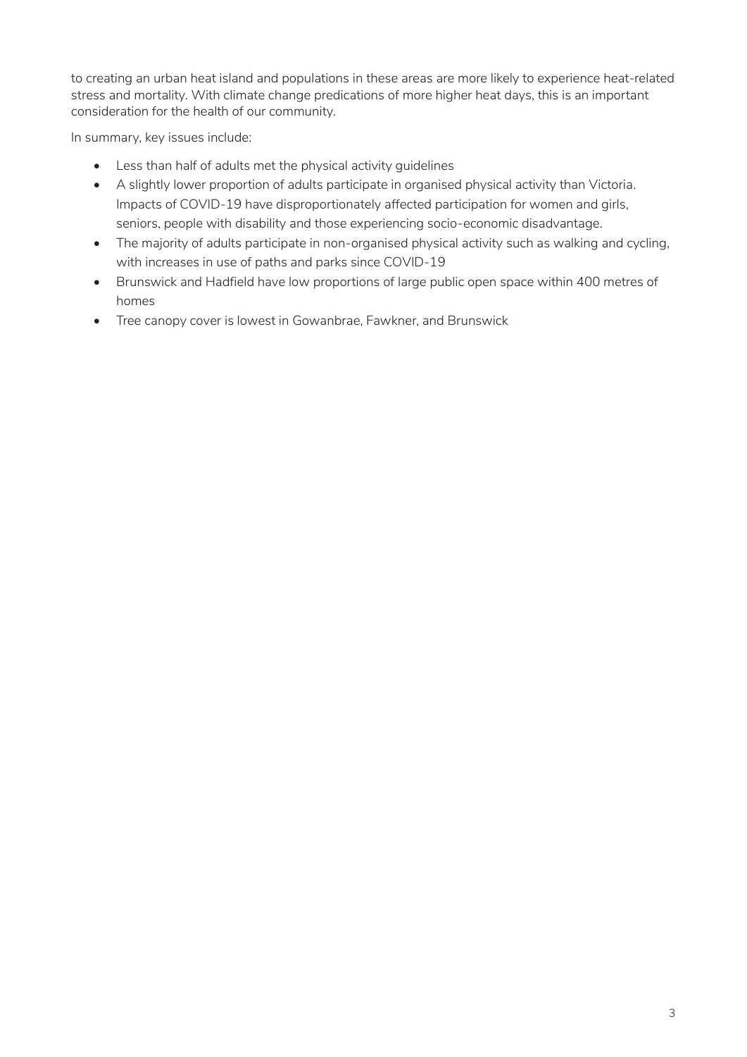to creating an urban heat island and populations in these areas are more likely to experience heat-related stress and mortality. With climate change predications of more higher heat days, this is an important consideration for the health of our community.

In summary, key issues include:

- Less than half of adults met the physical activity guidelines
- A slightly lower proportion of adults participate in organised physical activity than Victoria. Impacts of COVID-19 have disproportionately affected participation for women and girls, seniors, people with disability and those experiencing socio-economic disadvantage.
- The majority of adults participate in non-organised physical activity such as walking and cycling, with increases in use of paths and parks since COVID-19
- Brunswick and Hadfield have low proportions of large public open space within 400 metres of homes
- Tree canopy cover is lowest in Gowanbrae, Fawkner, and Brunswick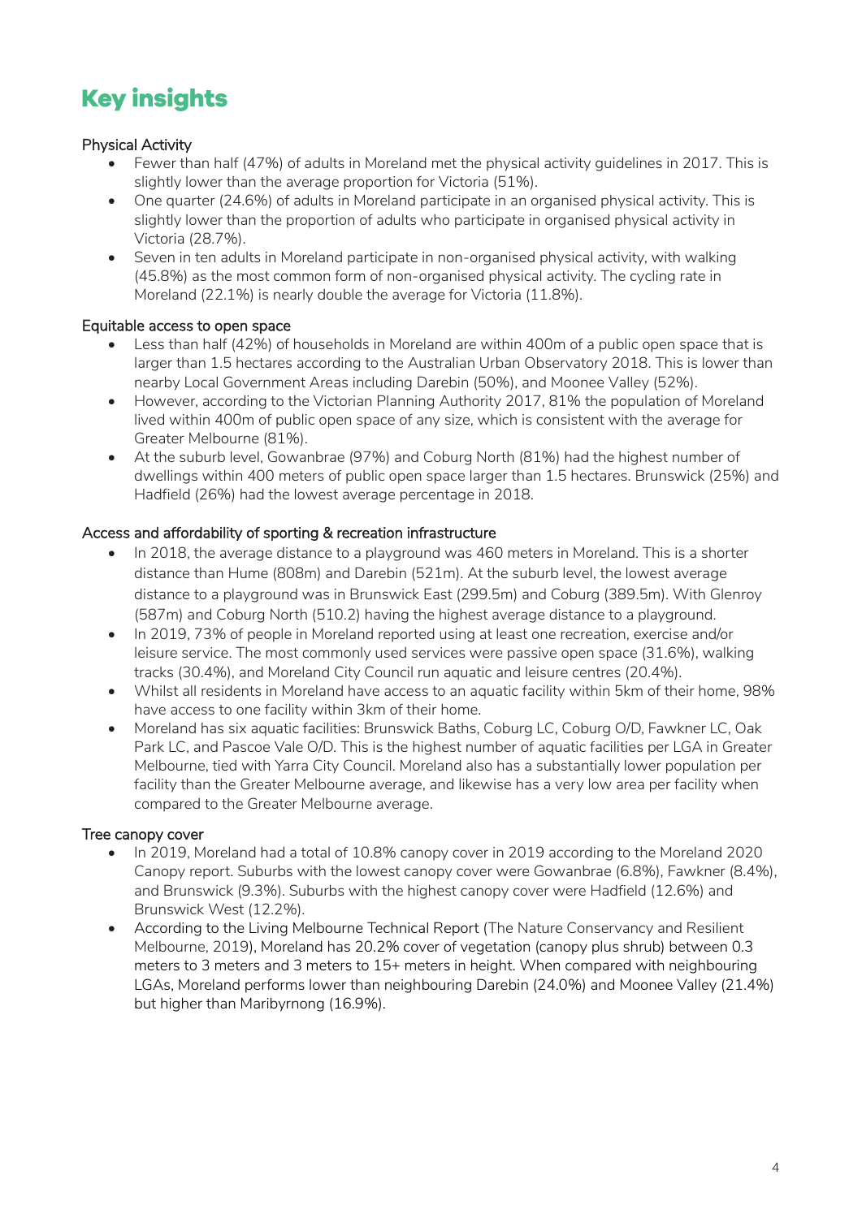# Key insights

### Physical Activity

- Fewer than half (47%) of adults in Moreland met the physical activity guidelines in 2017. This is slightly lower than the average proportion for Victoria (51%).
- One quarter (24.6%) of adults in Moreland participate in an organised physical activity. This is slightly lower than the proportion of adults who participate in organised physical activity in Victoria (28.7%).
- Seven in ten adults in Moreland participate in non-organised physical activity, with walking (45.8%) as the most common form of non-organised physical activity. The cycling rate in Moreland (22.1%) is nearly double the average for Victoria (11.8%).

### Equitable access to open space

- Less than half (42%) of households in Moreland are within 400m of a public open space that is larger than 1.5 hectares according to the Australian Urban Observatory 2018. This is lower than nearby Local Government Areas including Darebin (50%), and Moonee Valley (52%).
- However, according to the Victorian Planning Authority 2017, 81% the population of Moreland lived within 400m of public open space of any size, which is consistent with the average for Greater Melbourne (81%).
- At the suburb level, Gowanbrae (97%) and Coburg North (81%) had the highest number of dwellings within 400 meters of public open space larger than 1.5 hectares. Brunswick (25%) and Hadfield (26%) had the lowest average percentage in 2018.

### Access and affordability of sporting & recreation infrastructure

- In 2018, the average distance to a playground was 460 meters in Moreland. This is a shorter distance than Hume (808m) and Darebin (521m). At the suburb level, the lowest average distance to a playground was in Brunswick East (299.5m) and Coburg (389.5m). With Glenroy (587m) and Coburg North (510.2) having the highest average distance to a playground.
- In 2019, 73% of people in Moreland reported using at least one recreation, exercise and/or leisure service. The most commonly used services were passive open space (31.6%), walking tracks (30.4%), and Moreland City Council run aquatic and leisure centres (20.4%).
- Whilst all residents in Moreland have access to an aquatic facility within 5km of their home, 98% have access to one facility within 3km of their home.
- Moreland has six aquatic facilities: Brunswick Baths, Coburg LC, Coburg O/D, Fawkner LC, Oak Park LC, and Pascoe Vale O/D. This is the highest number of aquatic facilities per LGA in Greater Melbourne, tied with Yarra City Council. Moreland also has a substantially lower population per facility than the Greater Melbourne average, and likewise has a very low area per facility when compared to the Greater Melbourne average.

### Tree canopy cover

- In 2019, Moreland had a total of 10.8% canopy cover in 2019 according to the Moreland 2020 Canopy report. Suburbs with the lowest canopy cover were Gowanbrae (6.8%), Fawkner (8.4%), and Brunswick (9.3%). Suburbs with the highest canopy cover were Hadfield (12.6%) and Brunswick West (12.2%).
- According to the Living Melbourne Technical Report (The Nature Conservancy and Resilient Melbourne, 2019), Moreland has 20.2% cover of vegetation (canopy plus shrub) between 0.3 meters to 3 meters and 3 meters to 15+ meters in height. When compared with neighbouring LGAs, Moreland performs lower than neighbouring Darebin (24.0%) and Moonee Valley (21.4%) but higher than Maribyrnong (16.9%).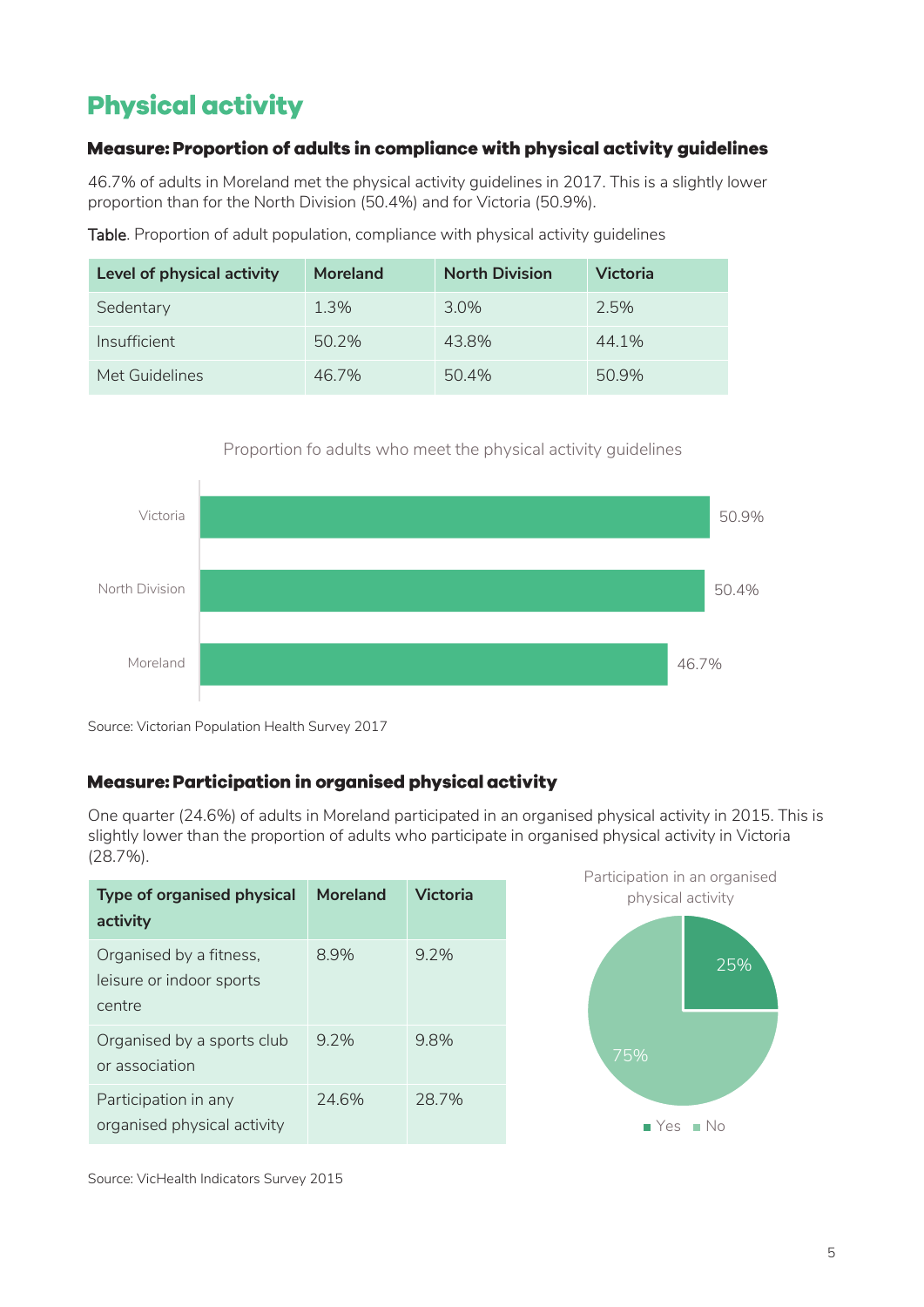# Physical activity

### Measure: Proportion of adults in compliance with physical activity guidelines

46.7% of adults in Moreland met the physical activity guidelines in 2017. This is a slightly lower proportion than for the North Division (50.4%) and for Victoria (50.9%).

Table. Proportion of adult population, compliance with physical activity guidelines

| Level of physical activity | Moreland | North Division | Victoria |
|---|---|---|---|
| Sedentary | 1.3% | 3.0% | 2.5% |
| Insufficient | 50.2% | 43.8% | 44.1% |
| Met Guidelines | 46.7% | 50.4% | 50.9% |

Proportion fo adults who meet the physical activity guidelines

| | |
|---|---|
| Victoria | 50.9% |
| North Division | 50.4% |
| Moreland | 46.7% |

Source: Victorian Population Health Survey 2017

### Measure: Participation in organised physical activity

One quarter (24.6%) of adults in Moreland participated in an organised physical activity in 2015. This is slightly lower than the proportion of adults who participate in organised physical activity in Victoria (28.7%).

| Type of organised physical activity | Moreland | Victoria |
|---|---|---|
| Organised by a fitness, leisure or indoor sports centre | 8.9% | 9.2% |
| Organised by a sports club or association | 9.2% | 9.8% |
| Participation in any organised physical activity | 24.6% | 28.7% |

Participation in an organised physical activity

- Yes: 25%
- No: 75%

Source: VicHealth Indicators Survey 2015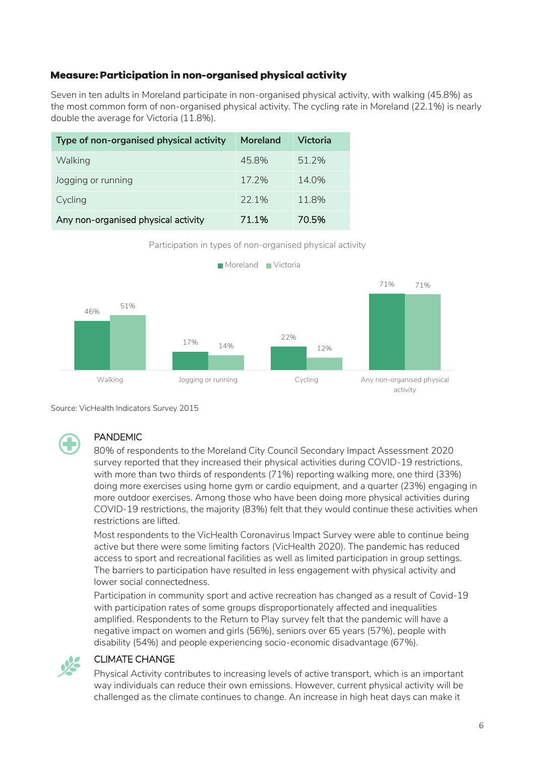### Measure: Participation in non-organised physical activity

Seven in ten adults in Moreland participate in non-organised physical activity, with walking (45.8%) as the most common form of non-organised physical activity. The cycling rate in Moreland (22.1%) is nearly double the average for Victoria (11.8%).

| Type of non-organised physical activity | Moreland | Victoria |
|---|---|---|
| Walking | 45.8% | 51.2% |
| Jogging or running | 17.2% | 14.0% |
| Cycling | 22.1% | 11.8% |
| **Any non-organised physical activity** | **71.1%** | **70.5%** |

Participation in types of non-organised physical activity

| | Moreland | Victoria |
|---|---|---|
| Walking | 46% | 51% |
| Jogging or running | 17% | 14% |
| Cycling | 22% | 12% |
| Any non-organised physical activity | 71% | 71% |

Source: VicHealth Indicators Survey 2015

#### PANDEMIC

80% of respondents to the Moreland City Council Secondary Impact Assessment 2020 survey reported that they increased their physical activities during COVID-19 restrictions, with more than two thirds of respondents (71%) reporting walking more, one third (33%) doing more exercises using home gym or cardio equipment, and a quarter (23%) engaging in more outdoor exercises. Among those who have been doing more physical activities during COVID-19 restrictions, the majority (83%) felt that they would continue these activities when restrictions are lifted.

Most respondents to the VicHealth Coronavirus Impact Survey were able to continue being active but there were some limiting factors (VicHealth 2020). The pandemic has reduced access to sport and recreational facilities as well as limited participation in group settings. The barriers to participation have resulted in less engagement with physical activity and lower social connectedness.

Participation in community sport and active recreation has changed as a result of Covid-19 with participation rates of some groups disproportionately affected and inequalities amplified. Respondents to the Return to Play survey felt that the pandemic will have a negative impact on women and girls (56%), seniors over 65 years (57%), people with disability (54%) and people experiencing socio-economic disadvantage (67%).

#### CLIMATE CHANGE

Physical Activity contributes to increasing levels of active transport, which is an important way individuals can reduce their own emissions. However, current physical activity will be challenged as the climate continues to change. An increase in high heat days can make it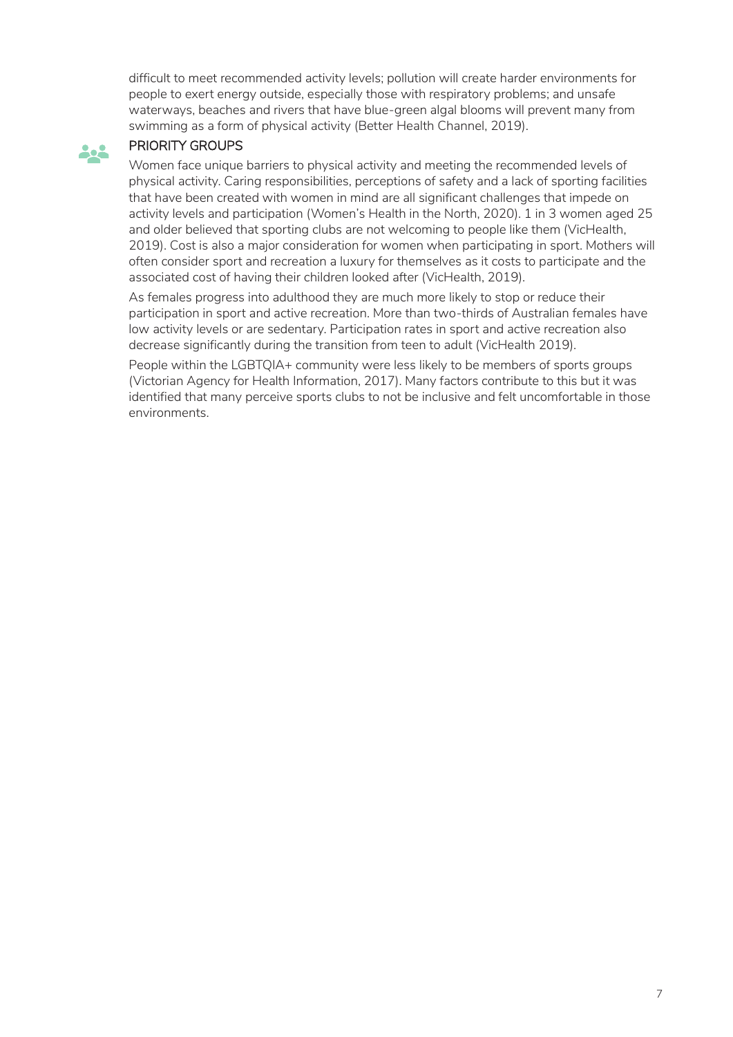difficult to meet recommended activity levels; pollution will create harder environments for people to exert energy outside, especially those with respiratory problems; and unsafe waterways, beaches and rivers that have blue-green algal blooms will prevent many from swimming as a form of physical activity (Better Health Channel, 2019).

## PRIORITY GROUPS

Women face unique barriers to physical activity and meeting the recommended levels of physical activity. Caring responsibilities, perceptions of safety and a lack of sporting facilities that have been created with women in mind are all significant challenges that impede on activity levels and participation (Women's Health in the North, 2020). 1 in 3 women aged 25 and older believed that sporting clubs are not welcoming to people like them (VicHealth, 2019). Cost is also a major consideration for women when participating in sport. Mothers will often consider sport and recreation a luxury for themselves as it costs to participate and the associated cost of having their children looked after (VicHealth, 2019).

As females progress into adulthood they are much more likely to stop or reduce their participation in sport and active recreation. More than two-thirds of Australian females have low activity levels or are sedentary. Participation rates in sport and active recreation also decrease significantly during the transition from teen to adult (VicHealth 2019).

People within the LGBTQIA+ community were less likely to be members of sports groups (Victorian Agency for Health Information, 2017). Many factors contribute to this but it was identified that many perceive sports clubs to not be inclusive and felt uncomfortable in those environments.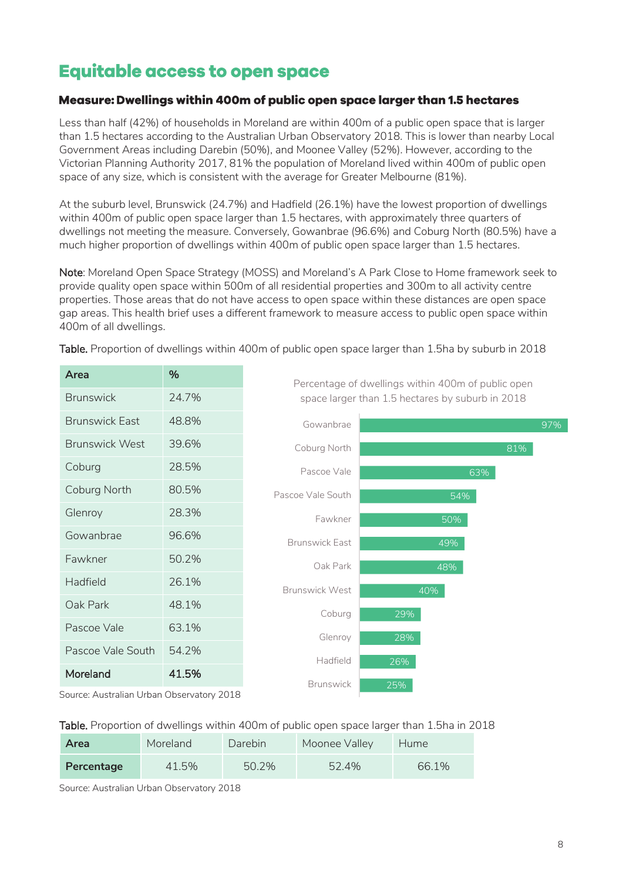## Equitable access to open space

### Measure: Dwellings within 400m of public open space larger than 1.5 hectares

Less than half (42%) of households in Moreland are within 400m of a public open space that is larger than 1.5 hectares according to the Australian Urban Observatory 2018. This is lower than nearby Local Government Areas including Darebin (50%), and Moonee Valley (52%). However, according to the Victorian Planning Authority 2017, 81% the population of Moreland lived within 400m of public open space of any size, which is consistent with the average for Greater Melbourne (81%).

At the suburb level, Brunswick (24.7%) and Hadfield (26.1%) have the lowest proportion of dwellings within 400m of public open space larger than 1.5 hectares, with approximately three quarters of dwellings not meeting the measure. Conversely, Gowanbrae (96.6%) and Coburg North (80.5%) have a much higher proportion of dwellings within 400m of public open space larger than 1.5 hectares.

Note: Moreland Open Space Strategy (MOSS) and Moreland's A Park Close to Home framework seek to provide quality open space within 500m of all residential properties and 300m to all activity centre properties. Those areas that do not have access to open space within these distances are open space gap areas. This health brief uses a different framework to measure access to public open space within 400m of all dwellings.

Table. Proportion of dwellings within 400m of public open space larger than 1.5ha by suburb in 2018

| Area | % |
|---|---|
| Brunswick | 24.7% |
| Brunswick East | 48.8% |
| Brunswick West | 39.6% |
| Coburg | 28.5% |
| Coburg North | 80.5% |
| Glenroy | 28.3% |
| Gowanbrae | 96.6% |
| Fawkner | 50.2% |
| Hadfield | 26.1% |
| Oak Park | 48.1% |
| Pascoe Vale | 63.1% |
| Pascoe Vale South | 54.2% |
| **Moreland** | **41.5%** |

Source: Australian Urban Observatory 2018

Percentage of dwellings within 400m of public open space larger than 1.5 hectares by suburb in 2018

| Suburb | % |
|---|---|
| Gowanbrae | 97% |
| Coburg North | 81% |
| Pascoe Vale | 63% |
| Pascoe Vale South | 54% |
| Fawkner | 50% |
| Brunswick East | 49% |
| Oak Park | 48% |
| Brunswick West | 40% |
| Coburg | 29% |
| Glenroy | 28% |
| Hadfield | 26% |
| Brunswick | 25% |

Table. Proportion of dwellings within 400m of public open space larger than 1.5ha in 2018

| Area | Moreland | Darebin | Moonee Valley | Hume |
|---|---|---|---|---|
| **Percentage** | 41.5% | 50.2% | 52.4% | 66.1% |

Source: Australian Urban Observatory 2018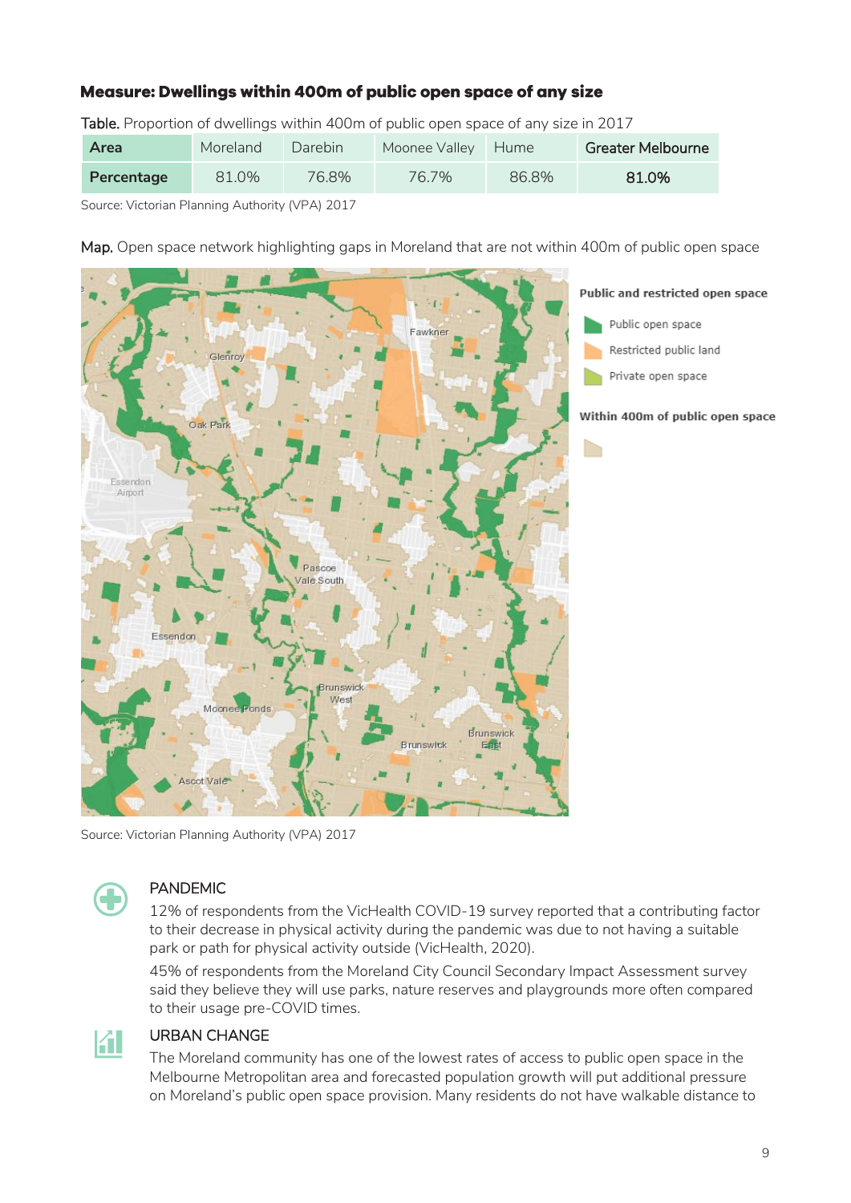### Measure: Dwellings within 400m of public open space of any size

**Table.** Proportion of dwellings within 400m of public open space of any size in 2017

| Area | Moreland | Darebin | Moonee Valley | Hume | Greater Melbourne |
|---|---|---|---|---|---|
| **Percentage** | 81.0% | 76.8% | 76.7% | 86.8% | 81.0% |

Source: Victorian Planning Authority (VPA) 2017

**Map.** Open space network highlighting gaps in Moreland that are not within 400m of public open space

Public and restricted open space

- Public open space
- Restricted public land
- Private open space

Within 400m of public open space

Source: Victorian Planning Authority (VPA) 2017

#### PANDEMIC

12% of respondents from the VicHealth COVID-19 survey reported that a contributing factor to their decrease in physical activity during the pandemic was due to not having a suitable park or path for physical activity outside (VicHealth, 2020).

45% of respondents from the Moreland City Council Secondary Impact Assessment survey said they believe they will use parks, nature reserves and playgrounds more often compared to their usage pre-COVID times.

#### URBAN CHANGE

The Moreland community has one of the lowest rates of access to public open space in the Melbourne Metropolitan area and forecasted population growth will put additional pressure on Moreland's public open space provision. Many residents do not have walkable distance to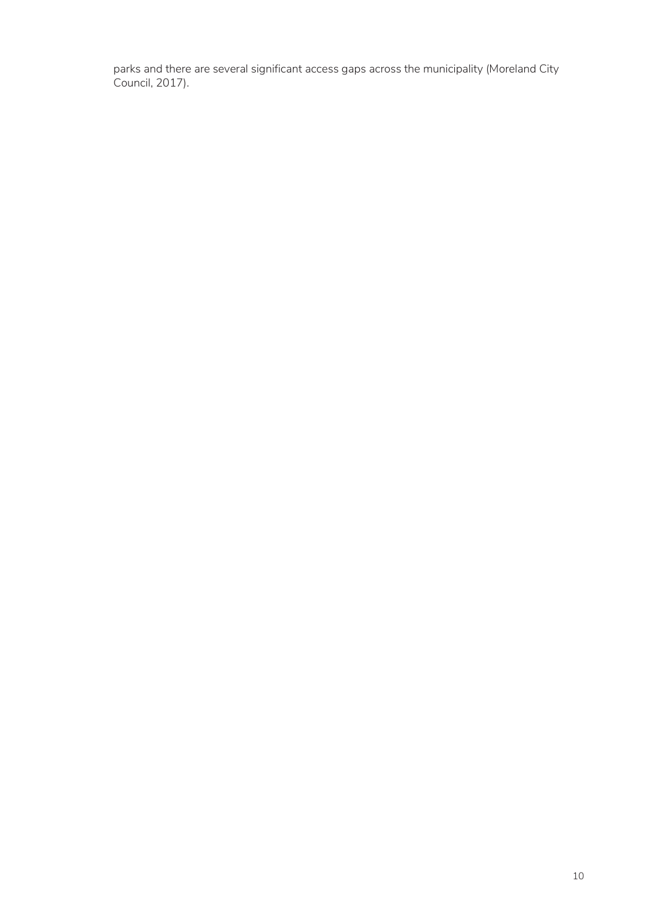parks and there are several significant access gaps across the municipality (Moreland City Council, 2017).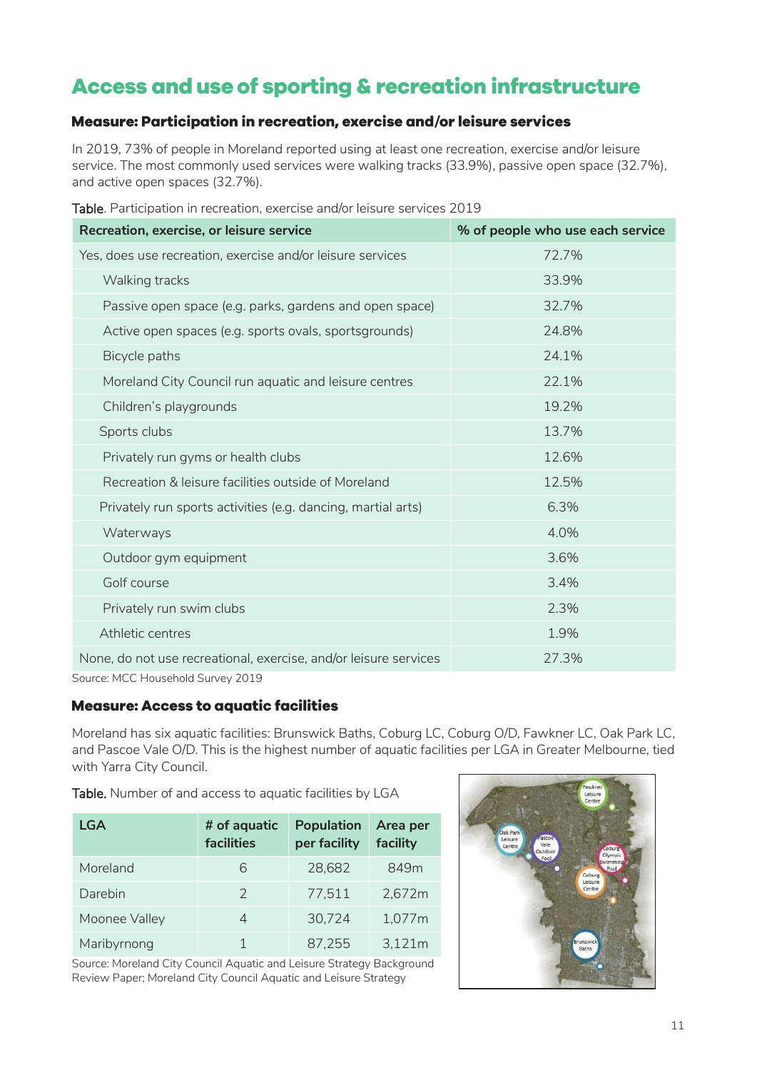# Access and use of sporting & recreation infrastructure

## Measure: Participation in recreation, exercise and/or leisure services

In 2019, 73% of people in Moreland reported using at least one recreation, exercise and/or leisure service. The most commonly used services were walking tracks (33.9%), passive open space (32.7%), and active open spaces (32.7%).

Table. Participation in recreation, exercise and/or leisure services 2019

| Recreation, exercise, or leisure service | % of people who use each service |
|---|---|
| Yes, does use recreation, exercise and/or leisure services | 72.7% |
| Walking tracks | 33.9% |
| Passive open space (e.g. parks, gardens and open space) | 32.7% |
| Active open spaces (e.g. sports ovals, sportsgrounds) | 24.8% |
| Bicycle paths | 24.1% |
| Moreland City Council run aquatic and leisure centres | 22.1% |
| Children's playgrounds | 19.2% |
| Sports clubs | 13.7% |
| Privately run gyms or health clubs | 12.6% |
| Recreation & leisure facilities outside of Moreland | 12.5% |
| Privately run sports activities (e.g. dancing, martial arts) | 6.3% |
| Waterways | 4.0% |
| Outdoor gym equipment | 3.6% |
| Golf course | 3.4% |
| Privately run swim clubs | 2.3% |
| Athletic centres | 1.9% |
| None, do not use recreational, exercise, and/or leisure services | 27.3% |

Source: MCC Household Survey 2019

## Measure: Access to aquatic facilities

Moreland has six aquatic facilities: Brunswick Baths, Coburg LC, Coburg O/D, Fawkner LC, Oak Park LC, and Pascoe Vale O/D. This is the highest number of aquatic facilities per LGA in Greater Melbourne, tied with Yarra City Council.

Table. Number of and access to aquatic facilities by LGA

| LGA | # of aquatic facilities | Population per facility | Area per facility |
|---|---|---|---|
| Moreland | 6 | 28,682 | 849m |
| Darebin | 2 | 77,511 | 2,672m |
| Moonee Valley | 4 | 30,724 | 1,077m |
| Maribyrnong | 1 | 87,255 | 3,121m |

Source: Moreland City Council Aquatic and Leisure Strategy Background Review Paper; Moreland City Council Aquatic and Leisure Strategy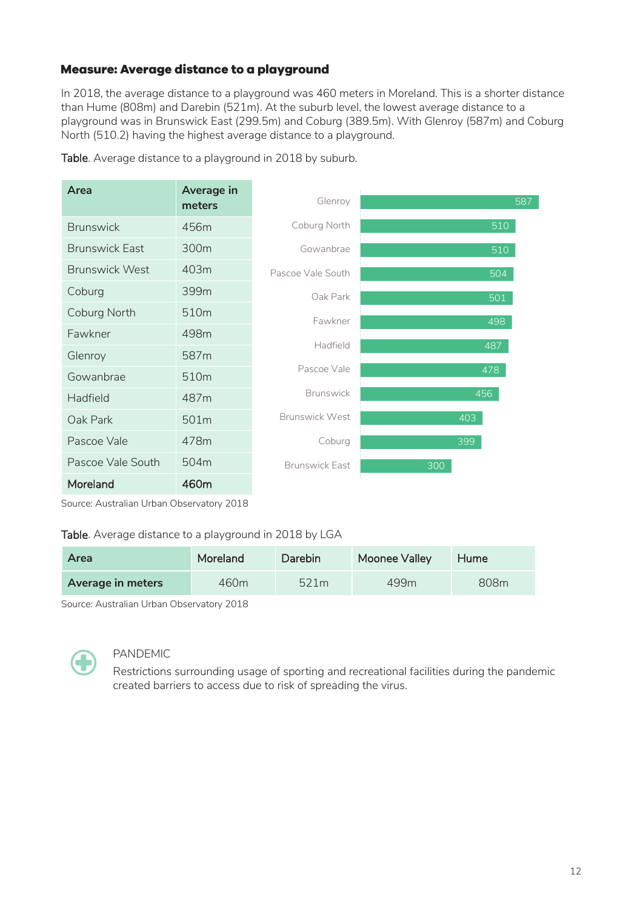### Measure: Average distance to a playground

In 2018, the average distance to a playground was 460 meters in Moreland. This is a shorter distance than Hume (808m) and Darebin (521m). At the suburb level, the lowest average distance to a playground was in Brunswick East (299.5m) and Coburg (389.5m). With Glenroy (587m) and Coburg North (510.2) having the highest average distance to a playground.

**Table**. Average distance to a playground in 2018 by suburb.

| Area | Average in meters |
| --- | --- |
| Brunswick | 456m |
| Brunswick East | 300m |
| Brunswick West | 403m |
| Coburg | 399m |
| Coburg North | 510m |
| Fawkner | 498m |
| Glenroy | 587m |
| Gowanbrae | 510m |
| Hadfield | 487m |
| Oak Park | 501m |
| Pascoe Vale | 478m |
| Pascoe Vale South | 504m |
| **Moreland** | **460m** |

| Area | Value |
| --- | --- |
| Glenroy | 587 |
| Coburg North | 510 |
| Gowanbrae | 510 |
| Pascoe Vale South | 504 |
| Oak Park | 501 |
| Fawkner | 498 |
| Hadfield | 487 |
| Pascoe Vale | 478 |
| Brunswick | 456 |
| Brunswick West | 403 |
| Coburg | 399 |
| Brunswick East | 300 |

Source: Australian Urban Observatory 2018

**Table**. Average distance to a playground in 2018 by LGA

| Area | Moreland | Darebin | Moonee Valley | Hume |
| --- | --- | --- | --- | --- |
| **Average in meters** | 460m | 521m | 499m | 808m |

Source: Australian Urban Observatory 2018

PANDEMIC

Restrictions surrounding usage of sporting and recreational facilities during the pandemic created barriers to access due to risk of spreading the virus.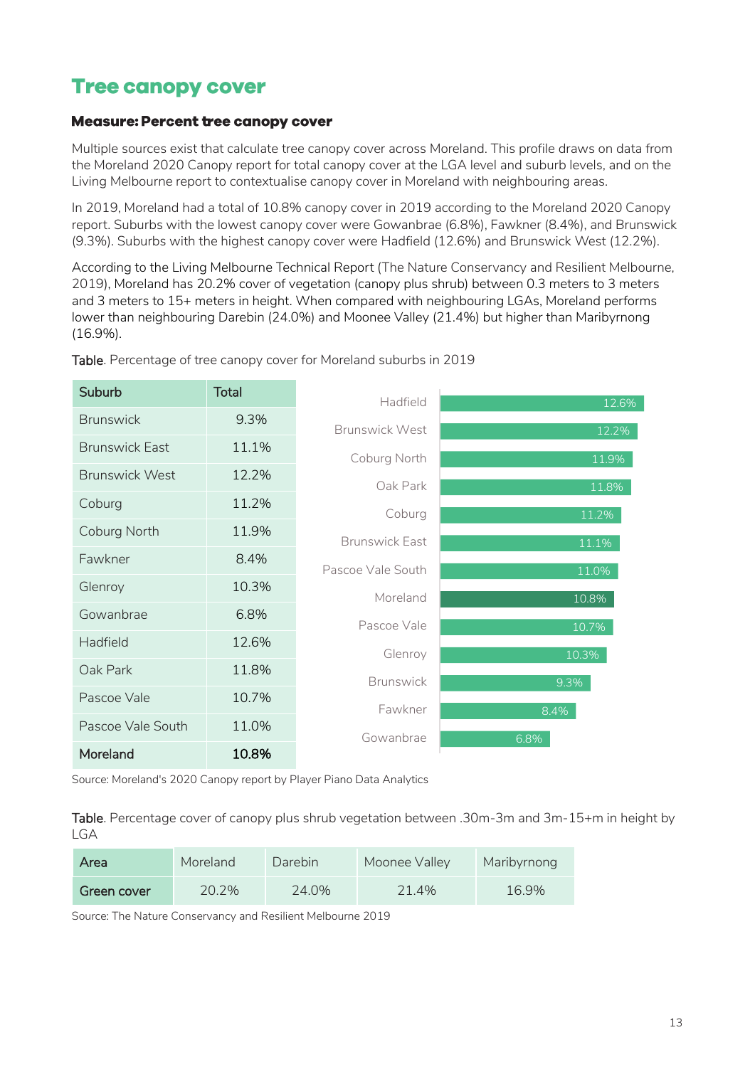# Tree canopy cover

### Measure: Percent tree canopy cover

Multiple sources exist that calculate tree canopy cover across Moreland. This profile draws on data from the Moreland 2020 Canopy report for total canopy cover at the LGA level and suburb levels, and on the Living Melbourne report to contextualise canopy cover in Moreland with neighbouring areas.

In 2019, Moreland had a total of 10.8% canopy cover in 2019 according to the Moreland 2020 Canopy report. Suburbs with the lowest canopy cover were Gowanbrae (6.8%), Fawkner (8.4%), and Brunswick (9.3%). Suburbs with the highest canopy cover were Hadfield (12.6%) and Brunswick West (12.2%).

According to the Living Melbourne Technical Report (The Nature Conservancy and Resilient Melbourne, 2019), Moreland has 20.2% cover of vegetation (canopy plus shrub) between 0.3 meters to 3 meters and 3 meters to 15+ meters in height. When compared with neighbouring LGAs, Moreland performs lower than neighbouring Darebin (24.0%) and Moonee Valley (21.4%) but higher than Maribyrnong (16.9%).

**Table**. Percentage of tree canopy cover for Moreland suburbs in 2019

| Suburb | Total |
|---|---|
| Brunswick | 9.3% |
| Brunswick East | 11.1% |
| Brunswick West | 12.2% |
| Coburg | 11.2% |
| Coburg North | 11.9% |
| Fawkner | 8.4% |
| Glenroy | 10.3% |
| Gowanbrae | 6.8% |
| Hadfield | 12.6% |
| Oak Park | 11.8% |
| Pascoe Vale | 10.7% |
| Pascoe Vale South | 11.0% |
| **Moreland** | **10.8%** |

| Suburb | Canopy cover |
|---|---|
| Hadfield | 12.6% |
| Brunswick West | 12.2% |
| Coburg North | 11.9% |
| Oak Park | 11.8% |
| Coburg | 11.2% |
| Brunswick East | 11.1% |
| Pascoe Vale South | 11.0% |
| Moreland | 10.8% |
| Pascoe Vale | 10.7% |
| Glenroy | 10.3% |
| Brunswick | 9.3% |
| Fawkner | 8.4% |
| Gowanbrae | 6.8% |

Source: Moreland's 2020 Canopy report by Player Piano Data Analytics

**Table**. Percentage cover of canopy plus shrub vegetation between .30m-3m and 3m-15+m in height by LGA

| Area | Moreland | Darebin | Moonee Valley | Maribyrnong |
|---|---|---|---|---|
| Green cover | 20.2% | 24.0% | 21.4% | 16.9% |

Source: The Nature Conservancy and Resilient Melbourne 2019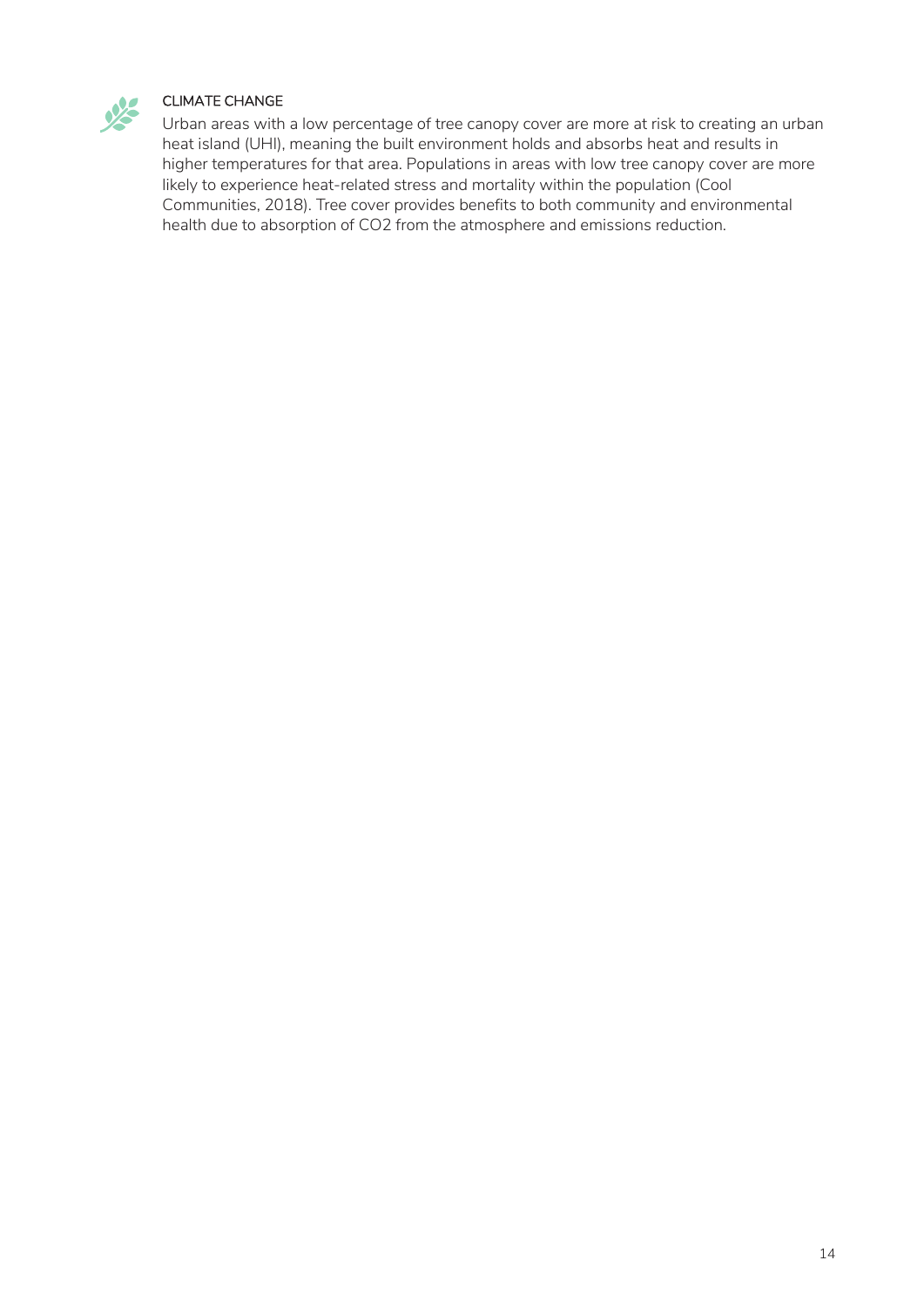### CLIMATE CHANGE

Urban areas with a low percentage of tree canopy cover are more at risk to creating an urban heat island (UHI), meaning the built environment holds and absorbs heat and results in higher temperatures for that area. Populations in areas with low tree canopy cover are more likely to experience heat-related stress and mortality within the population (Cool Communities, 2018). Tree cover provides benefits to both community and environmental health due to absorption of $CO_2$ from the atmosphere and emissions reduction.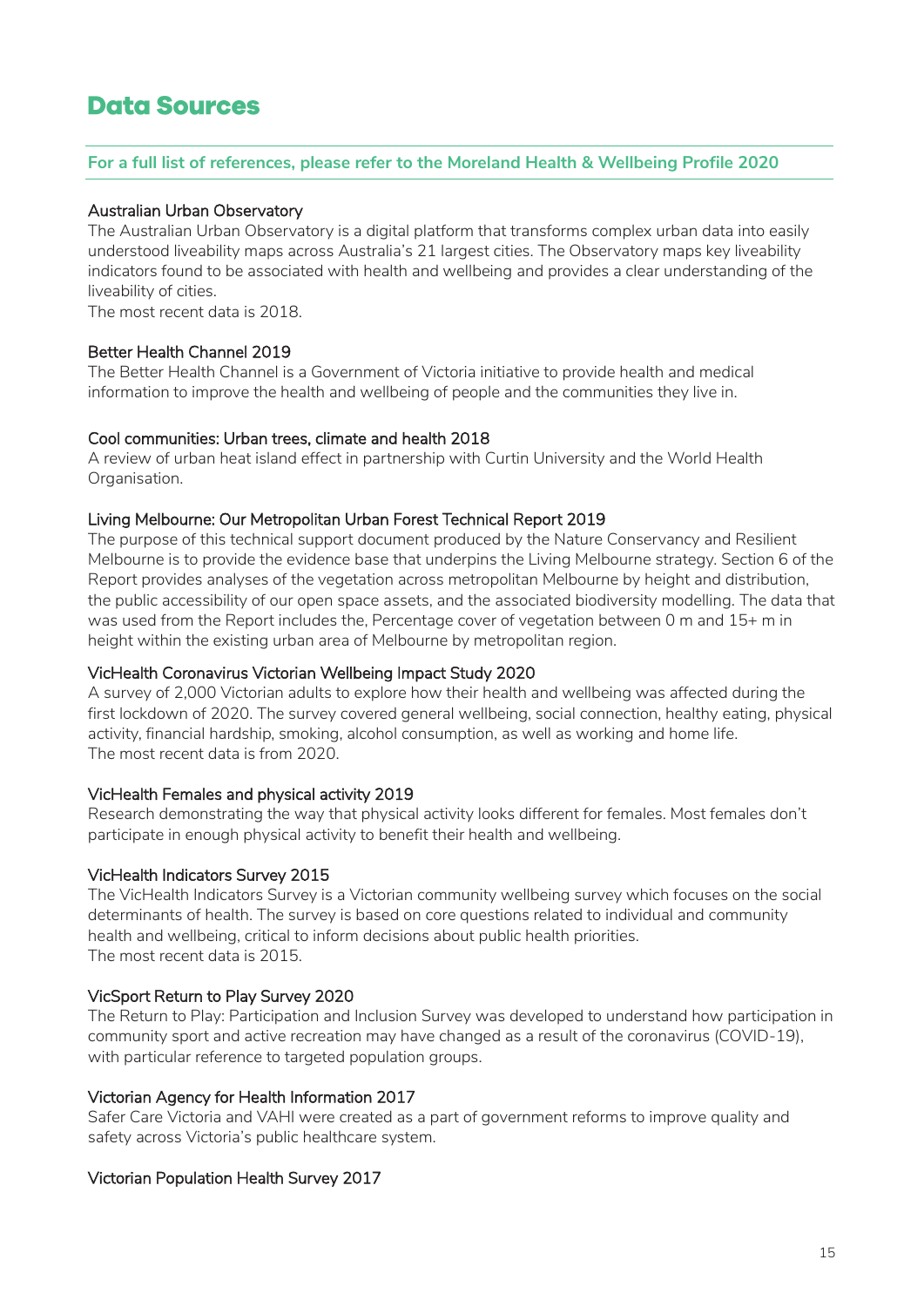# Data Sources

**For a full list of references, please refer to the Moreland Health & Wellbeing Profile 2020**

### Australian Urban Observatory

The Australian Urban Observatory is a digital platform that transforms complex urban data into easily understood liveability maps across Australia's 21 largest cities. The Observatory maps key liveability indicators found to be associated with health and wellbeing and provides a clear understanding of the liveability of cities.

The most recent data is 2018.

### Better Health Channel 2019

The Better Health Channel is a Government of Victoria initiative to provide health and medical information to improve the health and wellbeing of people and the communities they live in.

### Cool communities: Urban trees, climate and health 2018

A review of urban heat island effect in partnership with Curtin University and the World Health Organisation.

### Living Melbourne: Our Metropolitan Urban Forest Technical Report 2019

The purpose of this technical support document produced by the Nature Conservancy and Resilient Melbourne is to provide the evidence base that underpins the Living Melbourne strategy. Section 6 of the Report provides analyses of the vegetation across metropolitan Melbourne by height and distribution, the public accessibility of our open space assets, and the associated biodiversity modelling. The data that was used from the Report includes the, Percentage cover of vegetation between 0 m and 15+ m in height within the existing urban area of Melbourne by metropolitan region.

### VicHealth Coronavirus Victorian Wellbeing Impact Study 2020

A survey of 2,000 Victorian adults to explore how their health and wellbeing was affected during the first lockdown of 2020. The survey covered general wellbeing, social connection, healthy eating, physical activity, financial hardship, smoking, alcohol consumption, as well as working and home life.

The most recent data is from 2020.

### VicHealth Females and physical activity 2019

Research demonstrating the way that physical activity looks different for females. Most females don't participate in enough physical activity to benefit their health and wellbeing.

### VicHealth Indicators Survey 2015

The VicHealth Indicators Survey is a Victorian community wellbeing survey which focuses on the social determinants of health. The survey is based on core questions related to individual and community health and wellbeing, critical to inform decisions about public health priorities.

The most recent data is 2015.

### VicSport Return to Play Survey 2020

The Return to Play: Participation and Inclusion Survey was developed to understand how participation in community sport and active recreation may have changed as a result of the coronavirus (COVID-19), with particular reference to targeted population groups.

### Victorian Agency for Health Information 2017

Safer Care Victoria and VAHI were created as a part of government reforms to improve quality and safety across Victoria's public healthcare system.

### Victorian Population Health Survey 2017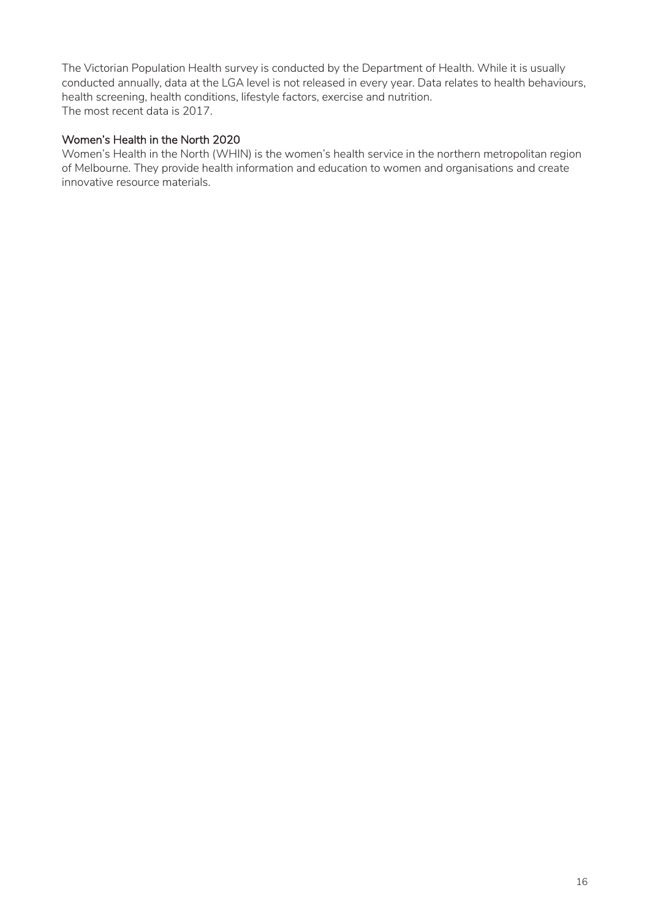The Victorian Population Health survey is conducted by the Department of Health. While it is usually conducted annually, data at the LGA level is not released in every year. Data relates to health behaviours, health screening, health conditions, lifestyle factors, exercise and nutrition.
The most recent data is 2017.

### Women's Health in the North 2020

Women's Health in the North (WHIN) is the women's health service in the northern metropolitan region of Melbourne. They provide health information and education to women and organisations and create innovative resource materials.